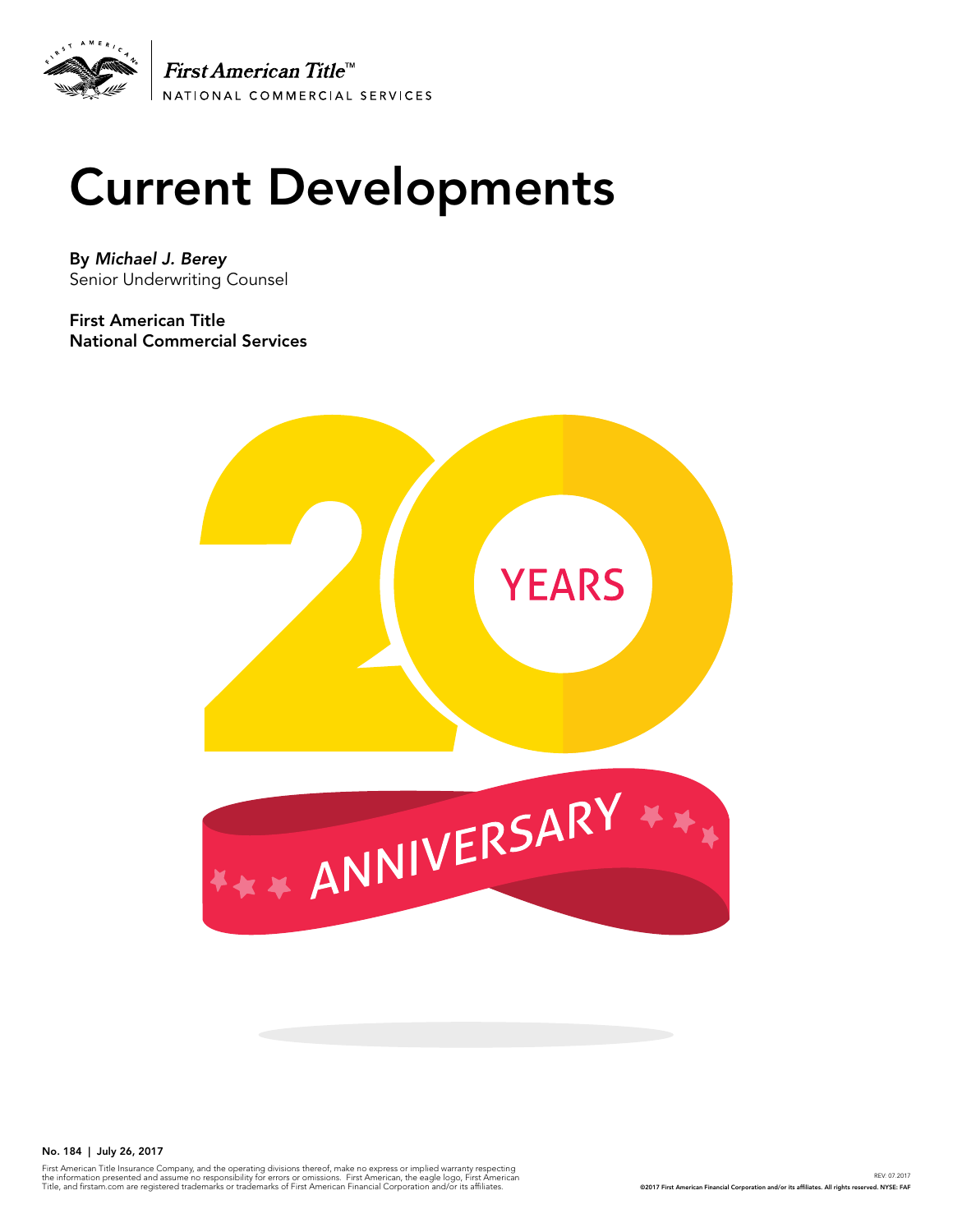First American Title™
NATIONAL COMMERCIAL SERVICES

# Current Developments

**By** ***Michael J. Berey***
Senior Underwriting Counsel

**First American Title**
**National Commercial Services**

20 YEARS ANNIVERSARY

**No. 184 | July 26, 2017**

First American Title Insurance Company, and the operating divisions thereof, make no express or implied warranty respecting the information presented and assume no responsibility for errors or omissions. First American, the eagle logo, First American Title, and firstam.com are registered trademarks or trademarks of First American Financial Corporation and/or its affiliates.

REV: 07.2017

©2017 First American Financial Corporation and/or its affiliates. All rights reserved. NYSE: FAF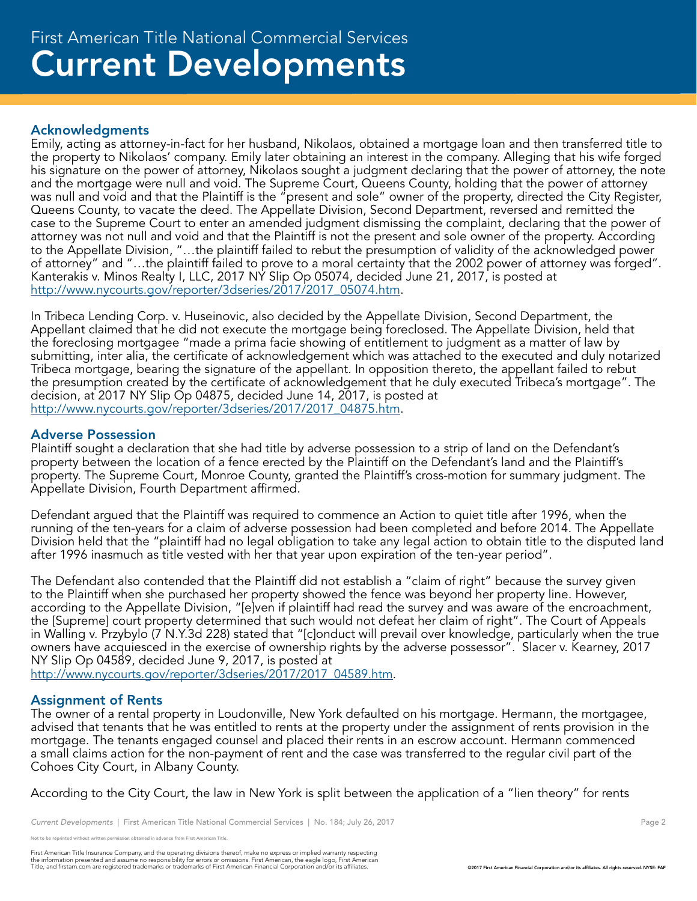## Acknowledgments

Emily, acting as attorney-in-fact for her husband, Nikolaos, obtained a mortgage loan and then transferred title to the property to Nikolaos' company. Emily later obtaining an interest in the company. Alleging that his wife forged his signature on the power of attorney, Nikolaos sought a judgment declaring that the power of attorney, the note and the mortgage were null and void. The Supreme Court, Queens County, holding that the power of attorney was null and void and that the Plaintiff is the "present and sole" owner of the property, directed the City Register, Queens County, to vacate the deed. The Appellate Division, Second Department, reversed and remitted the case to the Supreme Court to enter an amended judgment dismissing the complaint, declaring that the power of attorney was not null and void and that the Plaintiff is not the present and sole owner of the property. According to the Appellate Division, "…the plaintiff failed to rebut the presumption of validity of the acknowledged power of attorney" and "…the plaintiff failed to prove to a moral certainty that the 2002 power of attorney was forged". Kanterakis v. Minos Realty I, LLC, 2017 NY Slip Op 05074, decided June 21, 2017, is posted at [http://www.nycourts.gov/reporter/3dseries/2017/2017_05074.htm](http://www.nycourts.gov/reporter/3dseries/2017/2017_05074.htm).

In Tribeca Lending Corp. v. Huseinovic, also decided by the Appellate Division, Second Department, the Appellant claimed that he did not execute the mortgage being foreclosed. The Appellate Division, held that the foreclosing mortgagee "made a prima facie showing of entitlement to judgment as a matter of law by submitting, inter alia, the certificate of acknowledgement which was attached to the executed and duly notarized Tribeca mortgage, bearing the signature of the appellant. In opposition thereto, the appellant failed to rebut the presumption created by the certificate of acknowledgement that he duly executed Tribeca's mortgage". The decision, at 2017 NY Slip Op 04875, decided June 14, 2017, is posted at [http://www.nycourts.gov/reporter/3dseries/2017/2017_04875.htm](http://www.nycourts.gov/reporter/3dseries/2017/2017_04875.htm).

## Adverse Possession

Plaintiff sought a declaration that she had title by adverse possession to a strip of land on the Defendant's property between the location of a fence erected by the Plaintiff on the Defendant's land and the Plaintiff's property. The Supreme Court, Monroe County, granted the Plaintiff's cross-motion for summary judgment. The Appellate Division, Fourth Department affirmed.

Defendant argued that the Plaintiff was required to commence an Action to quiet title after 1996, when the running of the ten-years for a claim of adverse possession had been completed and before 2014. The Appellate Division held that the "plaintiff had no legal obligation to take any legal action to obtain title to the disputed land after 1996 inasmuch as title vested with her that year upon expiration of the ten-year period".

The Defendant also contended that the Plaintiff did not establish a "claim of right" because the survey given to the Plaintiff when she purchased her property showed the fence was beyond her property line. However, according to the Appellate Division, "[e]ven if plaintiff had read the survey and was aware of the encroachment, the [Supreme] court property determined that such would not defeat her claim of right". The Court of Appeals in Walling v. Przybylo (7 N.Y.3d 228) stated that "[c]onduct will prevail over knowledge, particularly when the true owners have acquiesced in the exercise of ownership rights by the adverse possessor". Slacer v. Kearney, 2017 NY Slip Op 04589, decided June 9, 2017, is posted at [http://www.nycourts.gov/reporter/3dseries/2017/2017_04589.htm](http://www.nycourts.gov/reporter/3dseries/2017/2017_04589.htm).

## Assignment of Rents

The owner of a rental property in Loudonville, New York defaulted on his mortgage. Hermann, the mortgagee, advised that tenants that he was entitled to rents at the property under the assignment of rents provision in the mortgage. The tenants engaged counsel and placed their rents in an escrow account. Hermann commenced a small claims action for the non-payment of rent and the case was transferred to the regular civil part of the Cohoes City Court, in Albany County.

According to the City Court, the law in New York is split between the application of a "lien theory" for rents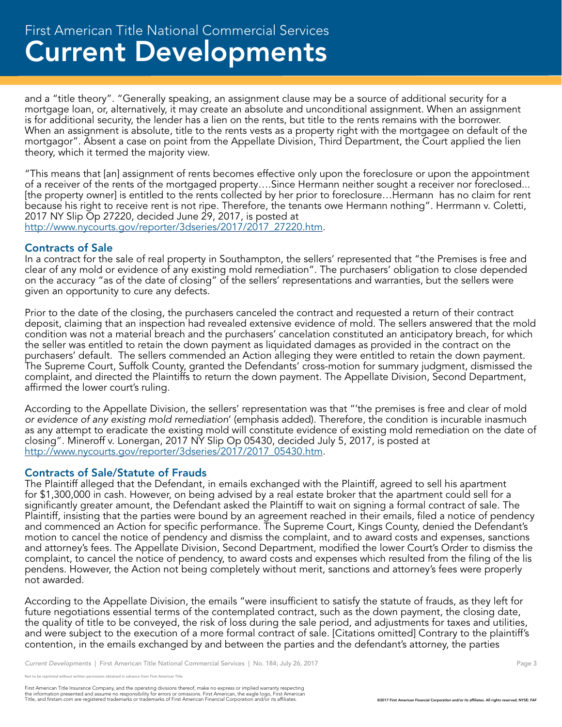and a "title theory". "Generally speaking, an assignment clause may be a source of additional security for a mortgage loan, or, alternatively, it may create an absolute and unconditional assignment. When an assignment is for additional security, the lender has a lien on the rents, but title to the rents remains with the borrower. When an assignment is absolute, title to the rents vests as a property right with the mortgagee on default of the mortgagor". Absent a case on point from the Appellate Division, Third Department, the Court applied the lien theory, which it termed the majority view.

"This means that [an] assignment of rents becomes effective only upon the foreclosure or upon the appointment of a receiver of the rents of the mortgaged property….Since Hermann neither sought a receiver nor foreclosed... [the property owner] is entitled to the rents collected by her prior to foreclosure…Hermann has no claim for rent because his right to receive rent is not ripe. Therefore, the tenants owe Hermann nothing". Herrmann v. Coletti, 2017 NY Slip Op 27220, decided June 29, 2017, is posted at http://www.nycourts.gov/reporter/3dseries/2017/2017_27220.htm.

### Contracts of Sale

In a contract for the sale of real property in Southampton, the sellers' represented that "the Premises is free and clear of any mold or evidence of any existing mold remediation". The purchasers' obligation to close depended on the accuracy "as of the date of closing" of the sellers' representations and warranties, but the sellers were given an opportunity to cure any defects.

Prior to the date of the closing, the purchasers canceled the contract and requested a return of their contract deposit, claiming that an inspection had revealed extensive evidence of mold. The sellers answered that the mold condition was not a material breach and the purchasers' cancelation constituted an anticipatory breach, for which the seller was entitled to retain the down payment as liquidated damages as provided in the contract on the purchasers' default. The sellers commended an Action alleging they were entitled to retain the down payment. The Supreme Court, Suffolk County, granted the Defendants' cross-motion for summary judgment, dismissed the complaint, and directed the Plaintiffs to return the down payment. The Appellate Division, Second Department, affirmed the lower court's ruling.

According to the Appellate Division, the sellers' representation was that "'the premises is free and clear of mold *or evidence of any existing mold remediation*' (emphasis added). Therefore, the condition is incurable inasmuch as any attempt to eradicate the existing mold will constitute evidence of existing mold remediation on the date of closing". Mineroff v. Lonergan, 2017 NY Slip Op 05430, decided July 5, 2017, is posted at http://www.nycourts.gov/reporter/3dseries/2017/2017_05430.htm.

### Contracts of Sale/Statute of Frauds

The Plaintiff alleged that the Defendant, in emails exchanged with the Plaintiff, agreed to sell his apartment for $1,300,000 in cash. However, on being advised by a real estate broker that the apartment could sell for a significantly greater amount, the Defendant asked the Plaintiff to wait on signing a formal contract of sale. The Plaintiff, insisting that the parties were bound by an agreement reached in their emails, filed a notice of pendency and commenced an Action for specific performance. The Supreme Court, Kings County, denied the Defendant's motion to cancel the notice of pendency and dismiss the complaint, and to award costs and expenses, sanctions and attorney's fees. The Appellate Division, Second Department, modified the lower Court's Order to dismiss the complaint, to cancel the notice of pendency, to award costs and expenses which resulted from the filing of the lis pendens. However, the Action not being completely without merit, sanctions and attorney's fees were properly not awarded.

According to the Appellate Division, the emails "were insufficient to satisfy the statute of frauds, as they left for future negotiations essential terms of the contemplated contract, such as the down payment, the closing date, the quality of title to be conveyed, the risk of loss during the sale period, and adjustments for taxes and utilities, and were subject to the execution of a more formal contract of sale. [Citations omitted] Contrary to the plaintiff's contention, in the emails exchanged by and between the parties and the defendant's attorney, the parties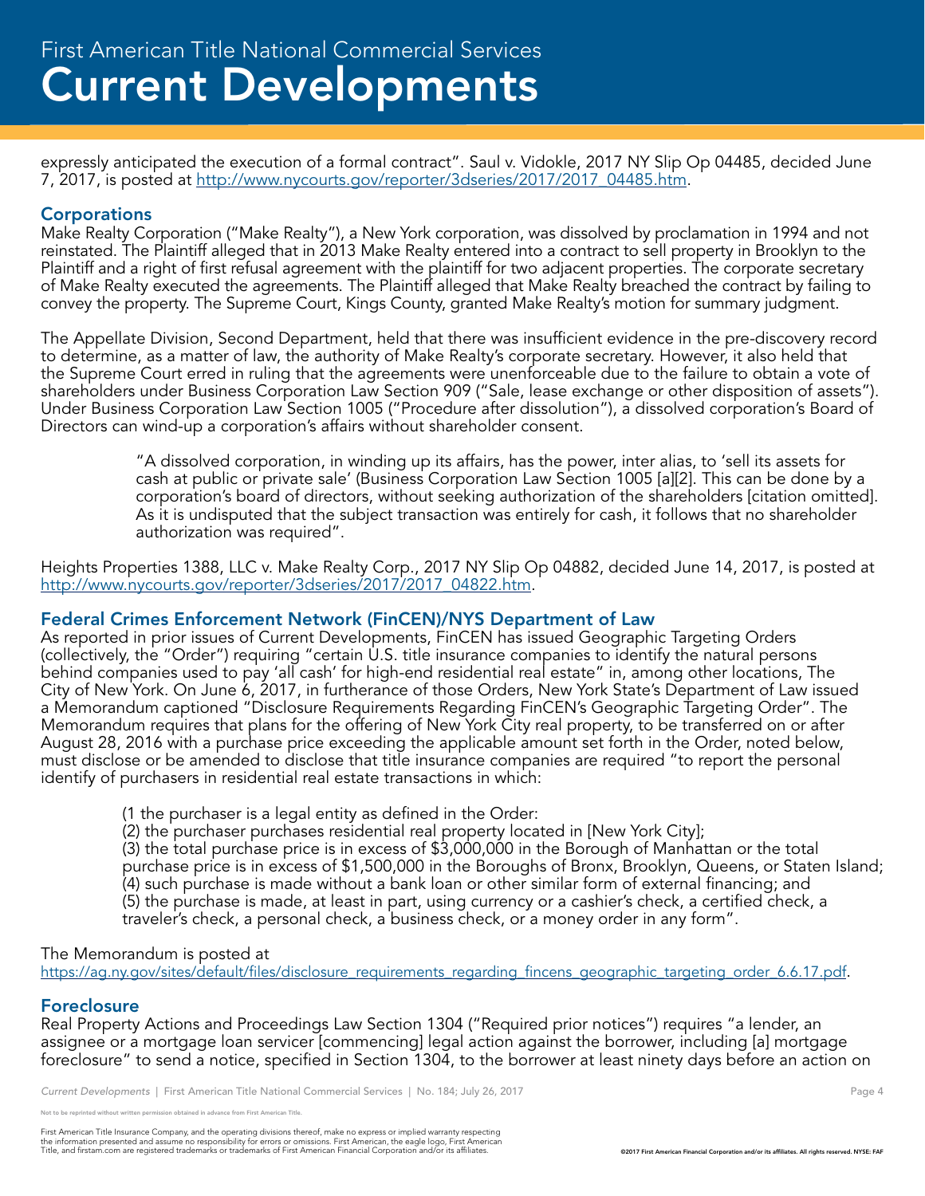expressly anticipated the execution of a formal contract". Saul v. Vidokle, 2017 NY Slip Op 04485, decided June 7, 2017, is posted at http://www.nycourts.gov/reporter/3dseries/2017/2017_04485.htm.

## Corporations

Make Realty Corporation ("Make Realty"), a New York corporation, was dissolved by proclamation in 1994 and not reinstated. The Plaintiff alleged that in 2013 Make Realty entered into a contract to sell property in Brooklyn to the Plaintiff and a right of first refusal agreement with the plaintiff for two adjacent properties. The corporate secretary of Make Realty executed the agreements. The Plaintiff alleged that Make Realty breached the contract by failing to convey the property. The Supreme Court, Kings County, granted Make Realty's motion for summary judgment.

The Appellate Division, Second Department, held that there was insufficient evidence in the pre-discovery record to determine, as a matter of law, the authority of Make Realty's corporate secretary. However, it also held that the Supreme Court erred in ruling that the agreements were unenforceable due to the failure to obtain a vote of shareholders under Business Corporation Law Section 909 ("Sale, lease exchange or other disposition of assets"). Under Business Corporation Law Section 1005 ("Procedure after dissolution"), a dissolved corporation's Board of Directors can wind-up a corporation's affairs without shareholder consent.

> "A dissolved corporation, in winding up its affairs, has the power, inter alias, to 'sell its assets for cash at public or private sale' (Business Corporation Law Section 1005 [a][2]. This can be done by a corporation's board of directors, without seeking authorization of the shareholders [citation omitted]. As it is undisputed that the subject transaction was entirely for cash, it follows that no shareholder authorization was required".

Heights Properties 1388, LLC v. Make Realty Corp., 2017 NY Slip Op 04882, decided June 14, 2017, is posted at http://www.nycourts.gov/reporter/3dseries/2017/2017_04822.htm.

## Federal Crimes Enforcement Network (FinCEN)/NYS Department of Law

As reported in prior issues of Current Developments, FinCEN has issued Geographic Targeting Orders (collectively, the "Order") requiring "certain U.S. title insurance companies to identify the natural persons behind companies used to pay 'all cash' for high-end residential real estate" in, among other locations, The City of New York. On June 6, 2017, in furtherance of those Orders, New York State's Department of Law issued a Memorandum captioned "Disclosure Requirements Regarding FinCEN's Geographic Targeting Order". The Memorandum requires that plans for the offering of New York City real property, to be transferred on or after August 28, 2016 with a purchase price exceeding the applicable amount set forth in the Order, noted below, must disclose or be amended to disclose that title insurance companies are required "to report the personal identify of purchasers in residential real estate transactions in which:

> (1 the purchaser is a legal entity as defined in the Order:
> (2) the purchaser purchases residential real property located in [New York City];
> (3) the total purchase price is in excess of $3,000,000 in the Borough of Manhattan or the total purchase price is in excess of $1,500,000 in the Boroughs of Bronx, Brooklyn, Queens, or Staten Island;
> (4) such purchase is made without a bank loan or other similar form of external financing; and
> (5) the purchase is made, at least in part, using currency or a cashier's check, a certified check, a traveler's check, a personal check, a business check, or a money order in any form".

The Memorandum is posted at https://ag.ny.gov/sites/default/files/disclosure_requirements_regarding_fincens_geographic_targeting_order_6.6.17.pdf.

## Foreclosure

Real Property Actions and Proceedings Law Section 1304 ("Required prior notices") requires "a lender, an assignee or a mortgage loan servicer [commencing] legal action against the borrower, including [a] mortgage foreclosure" to send a notice, specified in Section 1304, to the borrower at least ninety days before an action on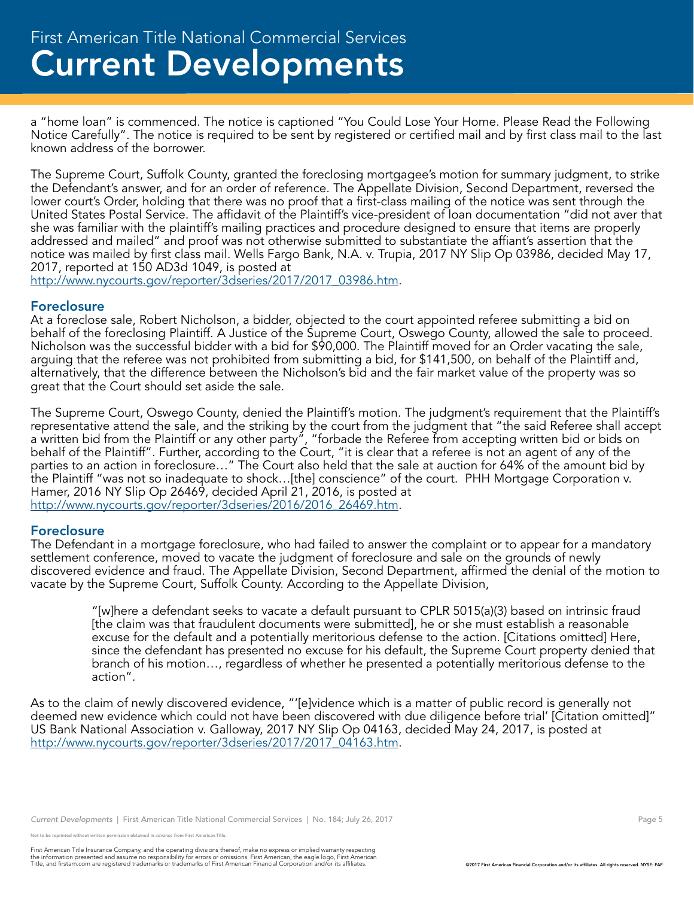a "home loan" is commenced. The notice is captioned "You Could Lose Your Home. Please Read the Following Notice Carefully". The notice is required to be sent by registered or certified mail and by first class mail to the last known address of the borrower.

The Supreme Court, Suffolk County, granted the foreclosing mortgagee's motion for summary judgment, to strike the Defendant's answer, and for an order of reference. The Appellate Division, Second Department, reversed the lower court's Order, holding that there was no proof that a first-class mailing of the notice was sent through the United States Postal Service. The affidavit of the Plaintiff's vice-president of loan documentation "did not aver that she was familiar with the plaintiff's mailing practices and procedure designed to ensure that items are properly addressed and mailed" and proof was not otherwise submitted to substantiate the affiant's assertion that the notice was mailed by first class mail. Wells Fargo Bank, N.A. v. Trupia, 2017 NY Slip Op 03986, decided May 17, 2017, reported at 150 AD3d 1049, is posted at http://www.nycourts.gov/reporter/3dseries/2017/2017_03986.htm.

## Foreclosure

At a foreclose sale, Robert Nicholson, a bidder, objected to the court appointed referee submitting a bid on behalf of the foreclosing Plaintiff. A Justice of the Supreme Court, Oswego County, allowed the sale to proceed. Nicholson was the successful bidder with a bid for $90,000. The Plaintiff moved for an Order vacating the sale, arguing that the referee was not prohibited from submitting a bid, for $141,500, on behalf of the Plaintiff and, alternatively, that the difference between the Nicholson's bid and the fair market value of the property was so great that the Court should set aside the sale.

The Supreme Court, Oswego County, denied the Plaintiff's motion. The judgment's requirement that the Plaintiff's representative attend the sale, and the striking by the court from the judgment that "the said Referee shall accept a written bid from the Plaintiff or any other party", "forbade the Referee from accepting written bid or bids on behalf of the Plaintiff". Further, according to the Court, "it is clear that a referee is not an agent of any of the parties to an action in foreclosure…" The Court also held that the sale at auction for 64% of the amount bid by the Plaintiff "was not so inadequate to shock…[the] conscience" of the court. PHH Mortgage Corporation v. Hamer, 2016 NY Slip Op 26469, decided April 21, 2016, is posted at http://www.nycourts.gov/reporter/3dseries/2016/2016_26469.htm.

## Foreclosure

The Defendant in a mortgage foreclosure, who had failed to answer the complaint or to appear for a mandatory settlement conference, moved to vacate the judgment of foreclosure and sale on the grounds of newly discovered evidence and fraud. The Appellate Division, Second Department, affirmed the denial of the motion to vacate by the Supreme Court, Suffolk County. According to the Appellate Division,

> "[w]here a defendant seeks to vacate a default pursuant to CPLR 5015(a)(3) based on intrinsic fraud [the claim was that fraudulent documents were submitted], he or she must establish a reasonable excuse for the default and a potentially meritorious defense to the action. [Citations omitted] Here, since the defendant has presented no excuse for his default, the Supreme Court property denied that branch of his motion…, regardless of whether he presented a potentially meritorious defense to the action".

As to the claim of newly discovered evidence, "'[e]vidence which is a matter of public record is generally not deemed new evidence which could not have been discovered with due diligence before trial' [Citation omitted]" US Bank National Association v. Galloway, 2017 NY Slip Op 04163, decided May 24, 2017, is posted at http://www.nycourts.gov/reporter/3dseries/2017/2017_04163.htm.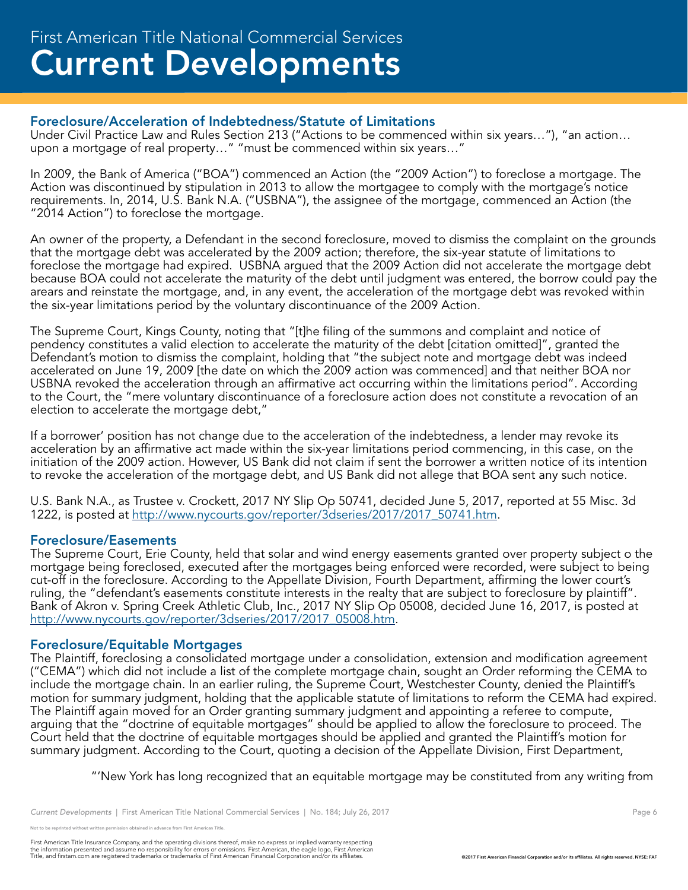## Foreclosure/Acceleration of Indebtedness/Statute of Limitations

Under Civil Practice Law and Rules Section 213 ("Actions to be commenced within six years…"), "an action… upon a mortgage of real property…" "must be commenced within six years…"

In 2009, the Bank of America ("BOA") commenced an Action (the "2009 Action") to foreclose a mortgage. The Action was discontinued by stipulation in 2013 to allow the mortgagee to comply with the mortgage's notice requirements. In, 2014, U.S. Bank N.A. ("USBNA"), the assignee of the mortgage, commenced an Action (the "2014 Action") to foreclose the mortgage.

An owner of the property, a Defendant in the second foreclosure, moved to dismiss the complaint on the grounds that the mortgage debt was accelerated by the 2009 action; therefore, the six-year statute of limitations to foreclose the mortgage had expired. USBNA argued that the 2009 Action did not accelerate the mortgage debt because BOA could not accelerate the maturity of the debt until judgment was entered, the borrow could pay the arears and reinstate the mortgage, and, in any event, the acceleration of the mortgage debt was revoked within the six-year limitations period by the voluntary discontinuance of the 2009 Action.

The Supreme Court, Kings County, noting that "[t]he filing of the summons and complaint and notice of pendency constitutes a valid election to accelerate the maturity of the debt [citation omitted]", granted the Defendant's motion to dismiss the complaint, holding that "the subject note and mortgage debt was indeed accelerated on June 19, 2009 [the date on which the 2009 action was commenced] and that neither BOA nor USBNA revoked the acceleration through an affirmative act occurring within the limitations period". According to the Court, the "mere voluntary discontinuance of a foreclosure action does not constitute a revocation of an election to accelerate the mortgage debt,"

If a borrower' position has not change due to the acceleration of the indebtedness, a lender may revoke its acceleration by an affirmative act made within the six-year limitations period commencing, in this case, on the initiation of the 2009 action. However, US Bank did not claim if sent the borrower a written notice of its intention to revoke the acceleration of the mortgage debt, and US Bank did not allege that BOA sent any such notice.

U.S. Bank N.A., as Trustee v. Crockett, 2017 NY Slip Op 50741, decided June 5, 2017, reported at 55 Misc. 3d 1222, is posted at [http://www.nycourts.gov/reporter/3dseries/2017/2017_50741.htm](http://www.nycourts.gov/reporter/3dseries/2017/2017_50741.htm).

## Foreclosure/Easements

The Supreme Court, Erie County, held that solar and wind energy easements granted over property subject o the mortgage being foreclosed, executed after the mortgages being enforced were recorded, were subject to being cut-off in the foreclosure. According to the Appellate Division, Fourth Department, affirming the lower court's ruling, the "defendant's easements constitute interests in the realty that are subject to foreclosure by plaintiff". Bank of Akron v. Spring Creek Athletic Club, Inc., 2017 NY Slip Op 05008, decided June 16, 2017, is posted at [http://www.nycourts.gov/reporter/3dseries/2017/2017_05008.htm](http://www.nycourts.gov/reporter/3dseries/2017/2017_05008.htm).

## Foreclosure/Equitable Mortgages

The Plaintiff, foreclosing a consolidated mortgage under a consolidation, extension and modification agreement ("CEMA") which did not include a list of the complete mortgage chain, sought an Order reforming the CEMA to include the mortgage chain. In an earlier ruling, the Supreme Court, Westchester County, denied the Plaintiff's motion for summary judgment, holding that the applicable statute of limitations to reform the CEMA had expired. The Plaintiff again moved for an Order granting summary judgment and appointing a referee to compute, arguing that the "doctrine of equitable mortgages" should be applied to allow the foreclosure to proceed. The Court held that the doctrine of equitable mortgages should be applied and granted the Plaintiff's motion for summary judgment. According to the Court, quoting a decision of the Appellate Division, First Department,

> "'New York has long recognized that an equitable mortgage may be constituted from any writing from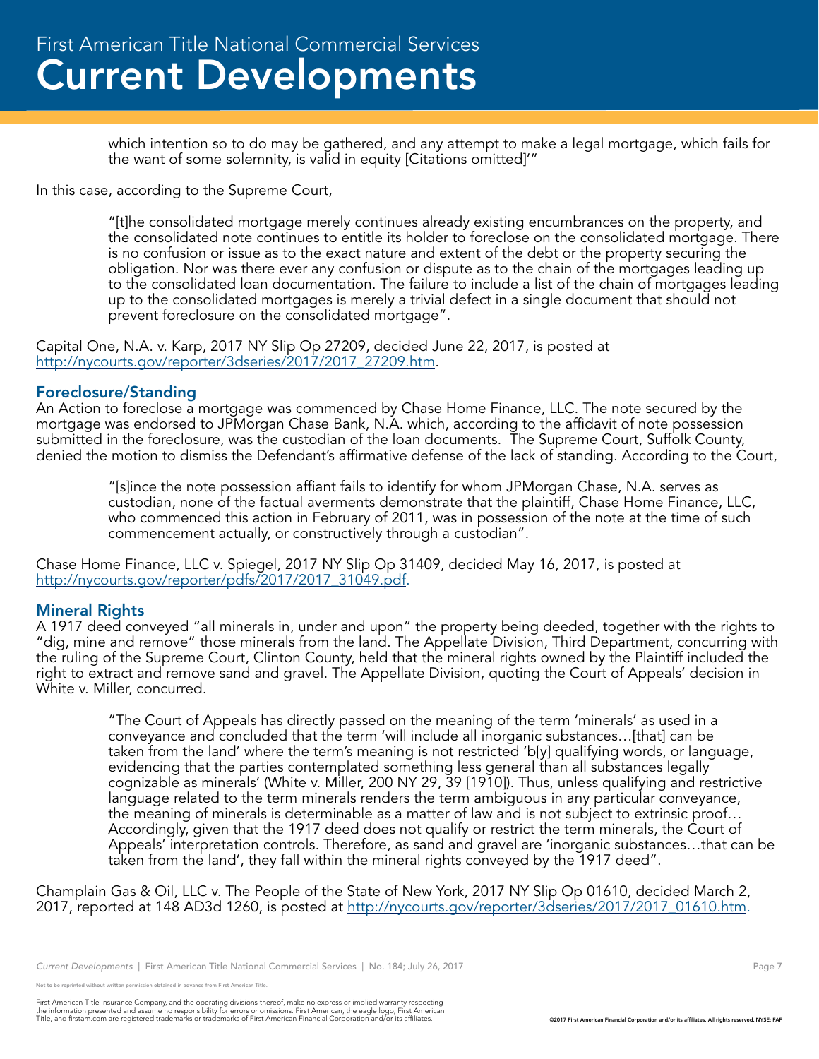> which intention so to do may be gathered, and any attempt to make a legal mortgage, which fails for the want of some solemnity, is valid in equity [Citations omitted]'"

In this case, according to the Supreme Court,

> "[t]he consolidated mortgage merely continues already existing encumbrances on the property, and the consolidated note continues to entitle its holder to foreclose on the consolidated mortgage. There is no confusion or issue as to the exact nature and extent of the debt or the property securing the obligation. Nor was there ever any confusion or dispute as to the chain of the mortgages leading up to the consolidated loan documentation. The failure to include a list of the chain of mortgages leading up to the consolidated mortgages is merely a trivial defect in a single document that should not prevent foreclosure on the consolidated mortgage".

Capital One, N.A. v. Karp, 2017 NY Slip Op 27209, decided June 22, 2017, is posted at http://nycourts.gov/reporter/3dseries/2017/2017_27209.htm.

## Foreclosure/Standing

An Action to foreclose a mortgage was commenced by Chase Home Finance, LLC. The note secured by the mortgage was endorsed to JPMorgan Chase Bank, N.A. which, according to the affidavit of note possession submitted in the foreclosure, was the custodian of the loan documents. The Supreme Court, Suffolk County, denied the motion to dismiss the Defendant's affirmative defense of the lack of standing. According to the Court,

> "[s]ince the note possession affiant fails to identify for whom JPMorgan Chase, N.A. serves as custodian, none of the factual averments demonstrate that the plaintiff, Chase Home Finance, LLC, who commenced this action in February of 2011, was in possession of the note at the time of such commencement actually, or constructively through a custodian".

Chase Home Finance, LLC v. Spiegel, 2017 NY Slip Op 31409, decided May 16, 2017, is posted at http://nycourts.gov/reporter/pdfs/2017/2017_31049.pdf.

## Mineral Rights

A 1917 deed conveyed "all minerals in, under and upon" the property being deeded, together with the rights to "dig, mine and remove" those minerals from the land. The Appellate Division, Third Department, concurring with the ruling of the Supreme Court, Clinton County, held that the mineral rights owned by the Plaintiff included the right to extract and remove sand and gravel. The Appellate Division, quoting the Court of Appeals' decision in White v. Miller, concurred.

> "The Court of Appeals has directly passed on the meaning of the term 'minerals' as used in a conveyance and concluded that the term 'will include all inorganic substances…[that] can be taken from the land' where the term's meaning is not restricted 'b[y] qualifying words, or language, evidencing that the parties contemplated something less general than all substances legally cognizable as minerals' (White v. Miller, 200 NY 29, 39 [1910]). Thus, unless qualifying and restrictive language related to the term minerals renders the term ambiguous in any particular conveyance, the meaning of minerals is determinable as a matter of law and is not subject to extrinsic proof… Accordingly, given that the 1917 deed does not qualify or restrict the term minerals, the Court of Appeals' interpretation controls. Therefore, as sand and gravel are 'inorganic substances…that can be taken from the land', they fall within the mineral rights conveyed by the 1917 deed".

Champlain Gas & Oil, LLC v. The People of the State of New York, 2017 NY Slip Op 01610, decided March 2, 2017, reported at 148 AD3d 1260, is posted at http://nycourts.gov/reporter/3dseries/2017/2017_01610.htm.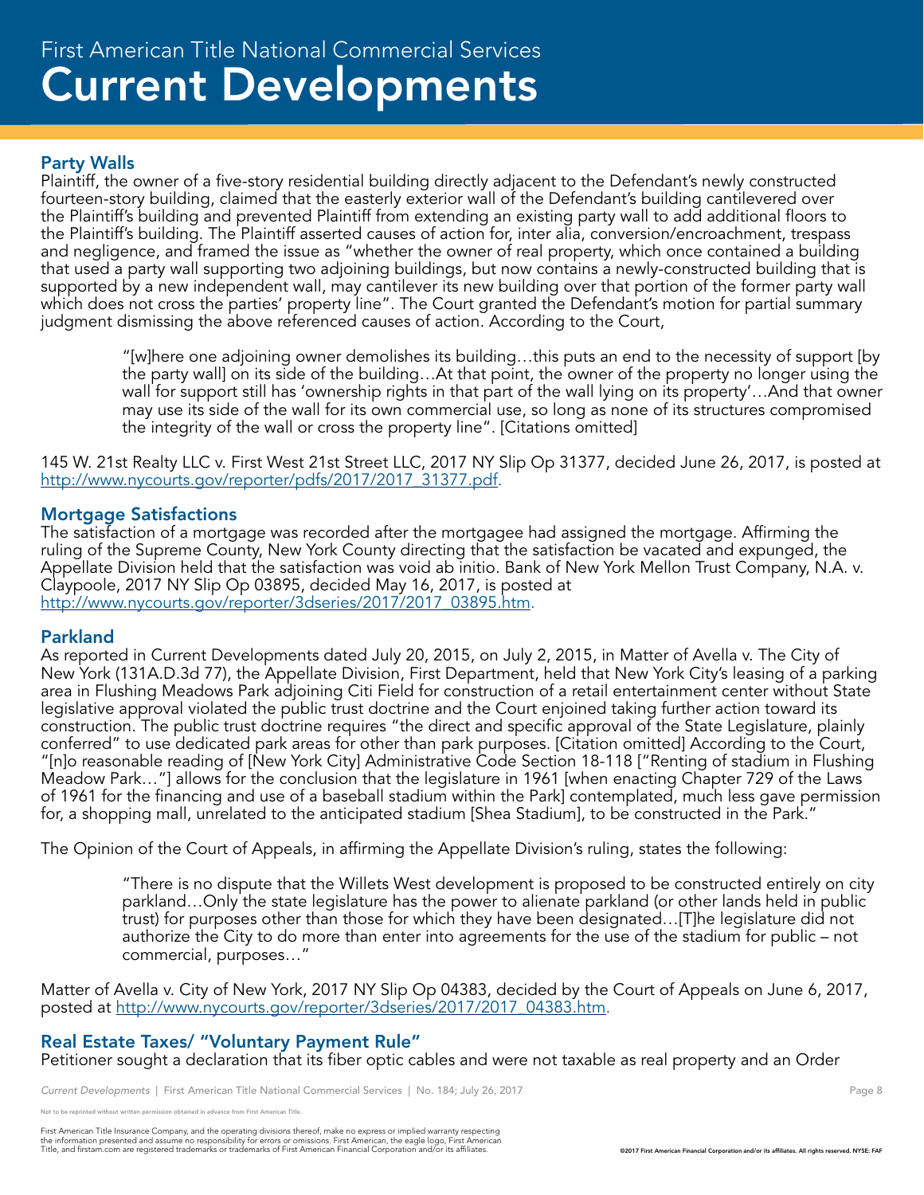## Party Walls

Plaintiff, the owner of a five-story residential building directly adjacent to the Defendant's newly constructed fourteen-story building, claimed that the easterly exterior wall of the Defendant's building cantilevered over the Plaintiff's building and prevented Plaintiff from extending an existing party wall to add additional floors to the Plaintiff's building. The Plaintiff asserted causes of action for, inter alia, conversion/encroachment, trespass and negligence, and framed the issue as "whether the owner of real property, which once contained a building that used a party wall supporting two adjoining buildings, but now contains a newly-constructed building that is supported by a new independent wall, may cantilever its new building over that portion of the former party wall which does not cross the parties' property line". The Court granted the Defendant's motion for partial summary judgment dismissing the above referenced causes of action. According to the Court,

> "[w]here one adjoining owner demolishes its building…this puts an end to the necessity of support [by the party wall] on its side of the building…At that point, the owner of the property no longer using the wall for support still has 'ownership rights in that part of the wall lying on its property'…And that owner may use its side of the wall for its own commercial use, so long as none of its structures compromised the integrity of the wall or cross the property line". [Citations omitted]

145 W. 21st Realty LLC v. First West 21st Street LLC, 2017 NY Slip Op 31377, decided June 26, 2017, is posted at http://www.nycourts.gov/reporter/pdfs/2017/2017_31377.pdf.

## Mortgage Satisfactions

The satisfaction of a mortgage was recorded after the mortgagee had assigned the mortgage. Affirming the ruling of the Supreme County, New York County directing that the satisfaction be vacated and expunged, the Appellate Division held that the satisfaction was void ab initio. Bank of New York Mellon Trust Company, N.A. v. Claypoole, 2017 NY Slip Op 03895, decided May 16, 2017, is posted at http://www.nycourts.gov/reporter/3dseries/2017/2017_03895.htm.

## Parkland

As reported in Current Developments dated July 20, 2015, on July 2, 2015, in Matter of Avella v. The City of New York (131A.D.3d 77), the Appellate Division, First Department, held that New York City's leasing of a parking area in Flushing Meadows Park adjoining Citi Field for construction of a retail entertainment center without State legislative approval violated the public trust doctrine and the Court enjoined taking further action toward its construction. The public trust doctrine requires "the direct and specific approval of the State Legislature, plainly conferred" to use dedicated park areas for other than park purposes. [Citation omitted] According to the Court, "[n]o reasonable reading of [New York City] Administrative Code Section 18-118 ["Renting of stadium in Flushing Meadow Park…"] allows for the conclusion that the legislature in 1961 [when enacting Chapter 729 of the Laws of 1961 for the financing and use of a baseball stadium within the Park] contemplated, much less gave permission for, a shopping mall, unrelated to the anticipated stadium [Shea Stadium], to be constructed in the Park."

The Opinion of the Court of Appeals, in affirming the Appellate Division's ruling, states the following:

> "There is no dispute that the Willets West development is proposed to be constructed entirely on city parkland…Only the state legislature has the power to alienate parkland (or other lands held in public trust) for purposes other than those for which they have been designated…[T]he legislature did not authorize the City to do more than enter into agreements for the use of the stadium for public – not commercial, purposes…"

Matter of Avella v. City of New York, 2017 NY Slip Op 04383, decided by the Court of Appeals on June 6, 2017, posted at http://www.nycourts.gov/reporter/3dseries/2017/2017_04383.htm.

## Real Estate Taxes/ "Voluntary Payment Rule"

Petitioner sought a declaration that its fiber optic cables and were not taxable as real property and an Order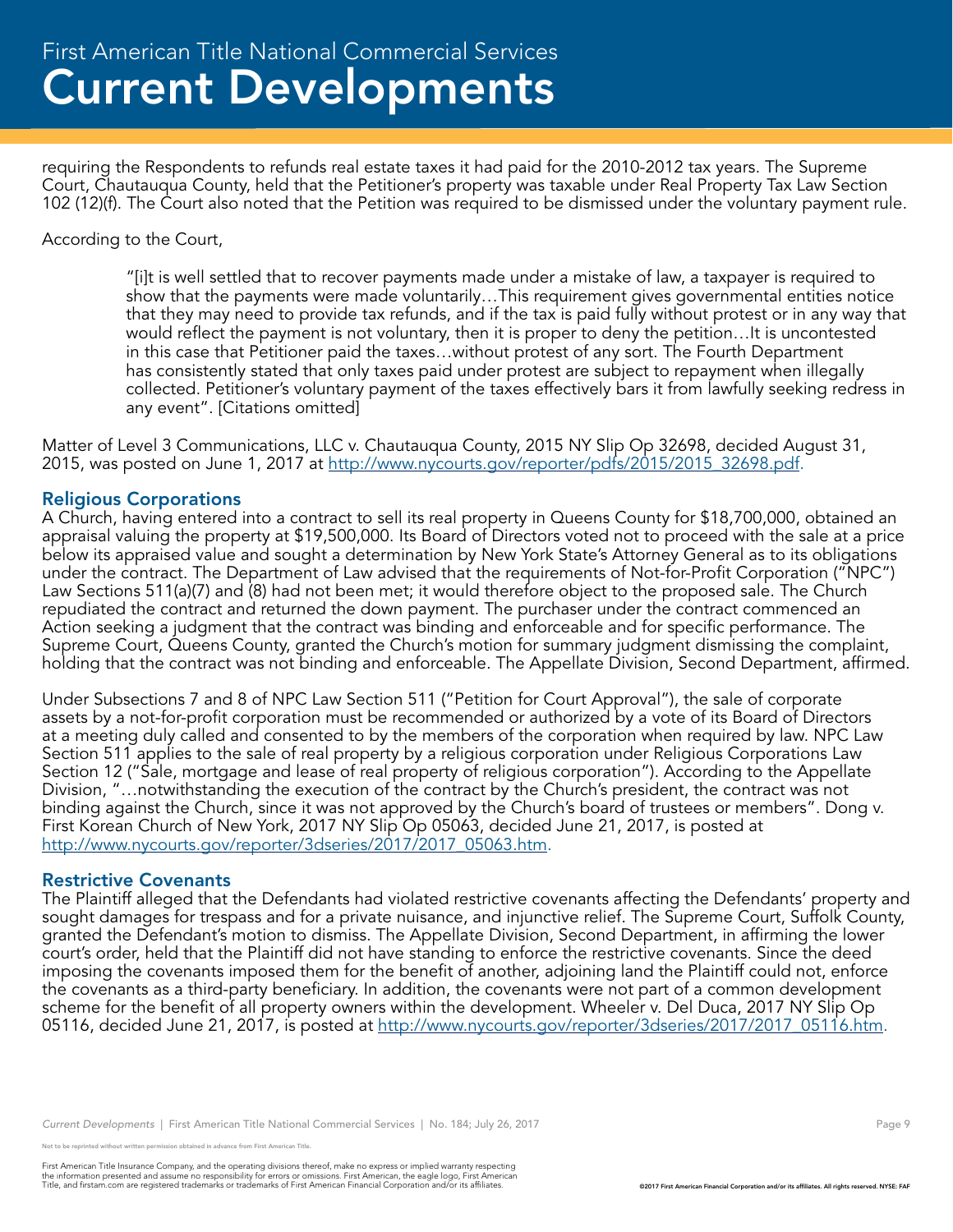requiring the Respondents to refunds real estate taxes it had paid for the 2010-2012 tax years. The Supreme Court, Chautauqua County, held that the Petitioner's property was taxable under Real Property Tax Law Section 102 (12)(f). The Court also noted that the Petition was required to be dismissed under the voluntary payment rule.

According to the Court,

> "[i]t is well settled that to recover payments made under a mistake of law, a taxpayer is required to show that the payments were made voluntarily…This requirement gives governmental entities notice that they may need to provide tax refunds, and if the tax is paid fully without protest or in any way that would reflect the payment is not voluntary, then it is proper to deny the petition…It is uncontested in this case that Petitioner paid the taxes…without protest of any sort. The Fourth Department has consistently stated that only taxes paid under protest are subject to repayment when illegally collected. Petitioner's voluntary payment of the taxes effectively bars it from lawfully seeking redress in any event". [Citations omitted]

Matter of Level 3 Communications, LLC v. Chautauqua County, 2015 NY Slip Op 32698, decided August 31, 2015, was posted on June 1, 2017 at http://www.nycourts.gov/reporter/pdfs/2015/2015_32698.pdf.

## Religious Corporations

A Church, having entered into a contract to sell its real property in Queens County for $18,700,000, obtained an appraisal valuing the property at $19,500,000. Its Board of Directors voted not to proceed with the sale at a price below its appraised value and sought a determination by New York State's Attorney General as to its obligations under the contract. The Department of Law advised that the requirements of Not-for-Profit Corporation ("NPC") Law Sections 511(a)(7) and (8) had not been met; it would therefore object to the proposed sale. The Church repudiated the contract and returned the down payment. The purchaser under the contract commenced an Action seeking a judgment that the contract was binding and enforceable and for specific performance. The Supreme Court, Queens County, granted the Church's motion for summary judgment dismissing the complaint, holding that the contract was not binding and enforceable. The Appellate Division, Second Department, affirmed.

Under Subsections 7 and 8 of NPC Law Section 511 ("Petition for Court Approval"), the sale of corporate assets by a not-for-profit corporation must be recommended or authorized by a vote of its Board of Directors at a meeting duly called and consented to by the members of the corporation when required by law. NPC Law Section 511 applies to the sale of real property by a religious corporation under Religious Corporations Law Section 12 ("Sale, mortgage and lease of real property of religious corporation"). According to the Appellate Division, "…notwithstanding the execution of the contract by the Church's president, the contract was not binding against the Church, since it was not approved by the Church's board of trustees or members". Dong v. First Korean Church of New York, 2017 NY Slip Op 05063, decided June 21, 2017, is posted at http://www.nycourts.gov/reporter/3dseries/2017/2017_05063.htm.

## Restrictive Covenants

The Plaintiff alleged that the Defendants had violated restrictive covenants affecting the Defendants' property and sought damages for trespass and for a private nuisance, and injunctive relief. The Supreme Court, Suffolk County, granted the Defendant's motion to dismiss. The Appellate Division, Second Department, in affirming the lower court's order, held that the Plaintiff did not have standing to enforce the restrictive covenants. Since the deed imposing the covenants imposed them for the benefit of another, adjoining land the Plaintiff could not, enforce the covenants as a third-party beneficiary. In addition, the covenants were not part of a common development scheme for the benefit of all property owners within the development. Wheeler v. Del Duca, 2017 NY Slip Op 05116, decided June 21, 2017, is posted at http://www.nycourts.gov/reporter/3dseries/2017/2017_05116.htm.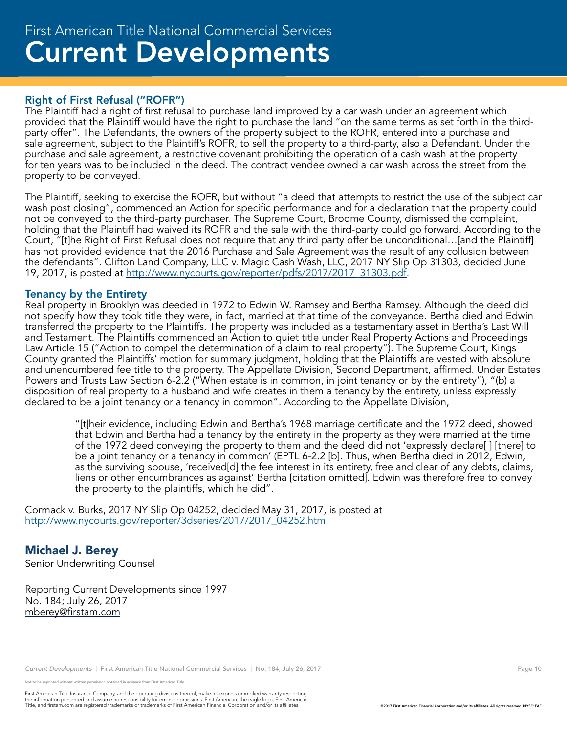## Right of First Refusal ("ROFR")

The Plaintiff had a right of first refusal to purchase land improved by a car wash under an agreement which provided that the Plaintiff would have the right to purchase the land "on the same terms as set forth in the third-party offer". The Defendants, the owners of the property subject to the ROFR, entered into a purchase and sale agreement, subject to the Plaintiff's ROFR, to sell the property to a third-party, also a Defendant. Under the purchase and sale agreement, a restrictive covenant prohibiting the operation of a cash wash at the property for ten years was to be included in the deed. The contract vendee owned a car wash across the street from the property to be conveyed.

The Plaintiff, seeking to exercise the ROFR, but without "a deed that attempts to restrict the use of the subject car wash post closing", commenced an Action for specific performance and for a declaration that the property could not be conveyed to the third-party purchaser. The Supreme Court, Broome County, dismissed the complaint, holding that the Plaintiff had waived its ROFR and the sale with the third-party could go forward. According to the Court, "[t]he Right of First Refusal does not require that any third party offer be unconditional…[and the Plaintiff] has not provided evidence that the 2016 Purchase and Sale Agreement was the result of any collusion between the defendants". Clifton Land Company, LLC v. Magic Cash Wash, LLC, 2017 NY Slip Op 31303, decided June 19, 2017, is posted at [http://www.nycourts.gov/reporter/pdfs/2017/2017_31303.pdf](http://www.nycourts.gov/reporter/pdfs/2017/2017_31303.pdf).

## Tenancy by the Entirety

Real property in Brooklyn was deeded in 1972 to Edwin W. Ramsey and Bertha Ramsey. Although the deed did not specify how they took title they were, in fact, married at that time of the conveyance. Bertha died and Edwin transferred the property to the Plaintiffs. The property was included as a testamentary asset in Bertha's Last Will and Testament. The Plaintiffs commenced an Action to quiet title under Real Property Actions and Proceedings Law Article 15 ("Action to compel the determination of a claim to real property"). The Supreme Court, Kings County granted the Plaintiffs' motion for summary judgment, holding that the Plaintiffs are vested with absolute and unencumbered fee title to the property. The Appellate Division, Second Department, affirmed. Under Estates Powers and Trusts Law Section 6-2.2 ("When estate is in common, in joint tenancy or by the entirety"), "(b) a disposition of real property to a husband and wife creates in them a tenancy by the entirety, unless expressly declared to be a joint tenancy or a tenancy in common". According to the Appellate Division,

> "[t]heir evidence, including Edwin and Bertha's 1968 marriage certificate and the 1972 deed, showed that Edwin and Bertha had a tenancy by the entirety in the property as they were married at the time of the 1972 deed conveying the property to them and the deed did not 'expressly declare[ ] [there] to be a joint tenancy or a tenancy in common' (EPTL 6-2.2 [b]. Thus, when Bertha died in 2012, Edwin, as the surviving spouse, 'received[d] the fee interest in its entirety, free and clear of any debts, claims, liens or other encumbrances as against' Bertha [citation omitted]. Edwin was therefore free to convey the property to the plaintiffs, which he did".

Cormack v. Burks, 2017 NY Slip Op 04252, decided May 31, 2017, is posted at [http://www.nycourts.gov/reporter/3dseries/2017/2017_04252.htm](http://www.nycourts.gov/reporter/3dseries/2017/2017_04252.htm).

---

**Michael J. Berey**
Senior Underwriting Counsel

Reporting Current Developments since 1997
No. 184; July 26, 2017
[mberey@firstam.com](mailto:mberey@firstam.com)

Not to be reprinted without written permission obtained in advance from First American Title.

First American Title Insurance Company, and the operating divisions thereof, make no express or implied warranty respecting the information presented and assume no responsibility for errors or omissions. First American, the eagle logo, First American Title, and firstam.com are registered trademarks or trademarks of First American Financial Corporation and/or its affiliates.

©2017 First American Financial Corporation and/or its affiliates. All rights reserved. NYSE: FAF